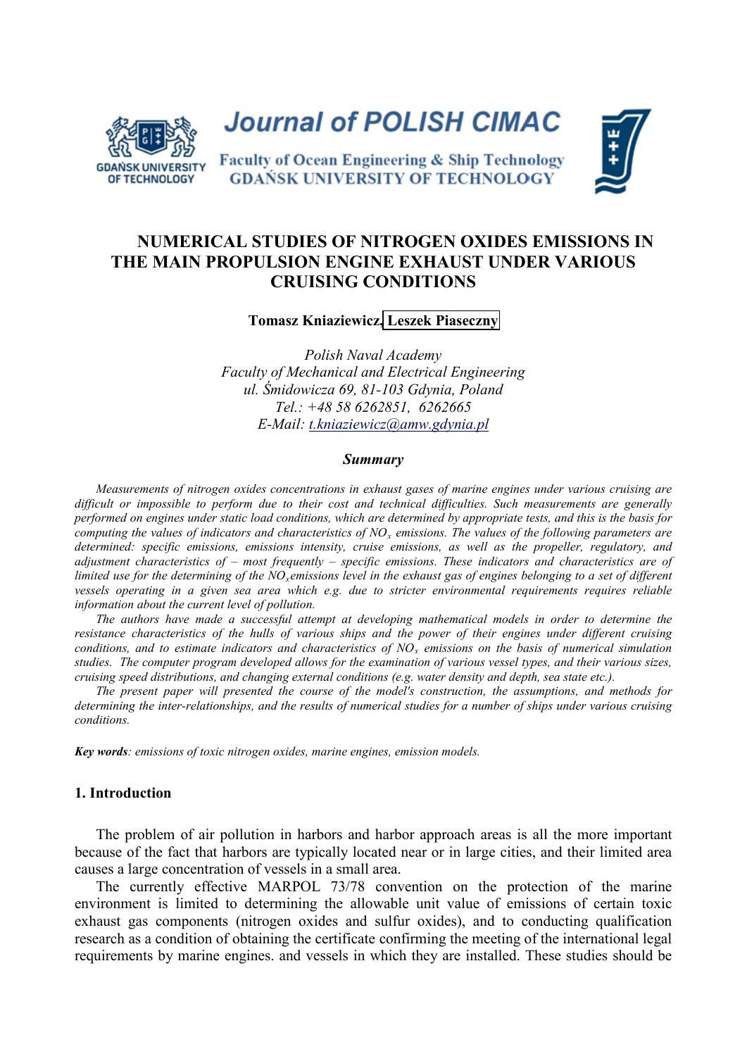Journal of POLISH CIMAC

Faculty of Ocean Engineering & Ship Technology
GDAŃSK UNIVERSITY OF TECHNOLOGY

# NUMERICAL STUDIES OF NITROGEN OXIDES EMISSIONS IN THE MAIN PROPULSION ENGINE EXHAUST UNDER VARIOUS CRUISING CONDITIONS

**Tomasz Kniaziewicz, Leszek Piaseczny**

*Polish Naval Academy*
*Faculty of Mechanical and Electrical Engineering*
*ul. Śmidowicza 69, 81-103 Gdynia, Poland*
*Tel.: +48 58 6262851, 6262665*
*E-Mail: t.kniaziewicz@amw.gdynia.pl*

### *Summary*

*Measurements of nitrogen oxides concentrations in exhaust gases of marine engines under various cruising are difficult or impossible to perform due to their cost and technical difficulties. Such measurements are generally performed on engines under static load conditions, which are determined by appropriate tests, and this is the basis for computing the values of indicators and characteristics of $NO_x$ emissions. The values of the following parameters are determined: specific emissions, emissions intensity, cruise emissions, as well as the propeller, regulatory, and adjustment characteristics of – most frequently – specific emissions. These indicators and characteristics are of limited use for the determining of the $NO_x$emissions level in the exhaust gas of engines belonging to a set of different vessels operating in a given sea area which e.g. due to stricter environmental requirements requires reliable information about the current level of pollution.*

*The authors have made a successful attempt at developing mathematical models in order to determine the resistance characteristics of the hulls of various ships and the power of their engines under different cruising conditions, and to estimate indicators and characteristics of $NO_x$ emissions on the basis of numerical simulation studies. The computer program developed allows for the examination of various vessel types, and their various sizes, cruising speed distributions, and changing external conditions (e.g. water density and depth, sea state etc.).*

*The present paper will presented the course of the model's construction, the assumptions, and methods for determining the inter-relationships, and the results of numerical studies for a number of ships under various cruising conditions.*

***Key words**: emissions of toxic nitrogen oxides, marine engines, emission models.*

## 1. Introduction

The problem of air pollution in harbors and harbor approach areas is all the more important because of the fact that harbors are typically located near or in large cities, and their limited area causes a large concentration of vessels in a small area.

The currently effective MARPOL 73/78 convention on the protection of the marine environment is limited to determining the allowable unit value of emissions of certain toxic exhaust gas components (nitrogen oxides and sulfur oxides), and to conducting qualification research as a condition of obtaining the certificate confirming the meeting of the international legal requirements by marine engines. and vessels in which they are installed. These studies should be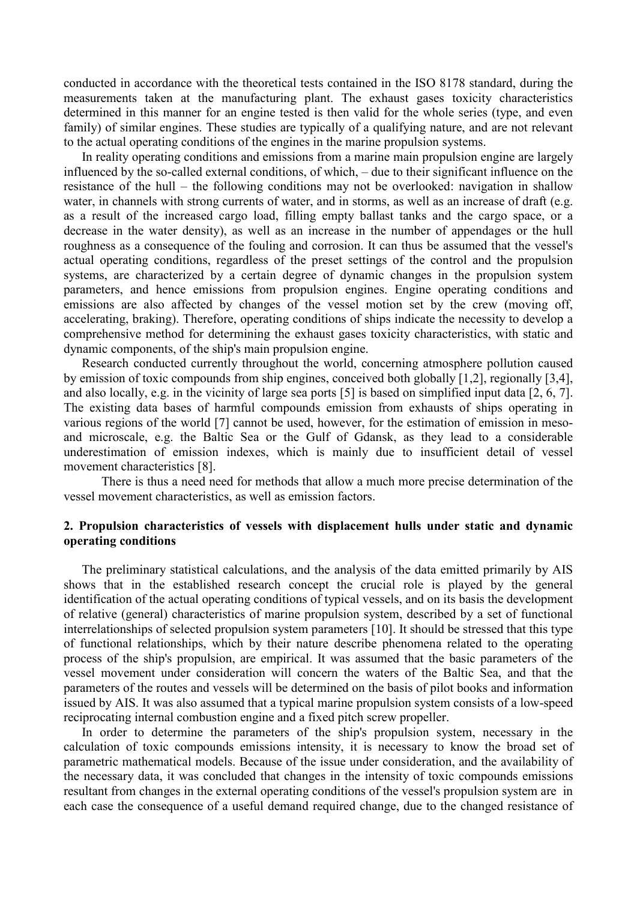conducted in accordance with the theoretical tests contained in the ISO 8178 standard, during the measurements taken at the manufacturing plant. The exhaust gases toxicity characteristics determined in this manner for an engine tested is then valid for the whole series (type, and even family) of similar engines. These studies are typically of a qualifying nature, and are not relevant to the actual operating conditions of the engines in the marine propulsion systems.

In reality operating conditions and emissions from a marine main propulsion engine are largely influenced by the so-called external conditions, of which, – due to their significant influence on the resistance of the hull – the following conditions may not be overlooked: navigation in shallow water, in channels with strong currents of water, and in storms, as well as an increase of draft (e.g. as a result of the increased cargo load, filling empty ballast tanks and the cargo space, or a decrease in the water density), as well as an increase in the number of appendages or the hull roughness as a consequence of the fouling and corrosion. It can thus be assumed that the vessel's actual operating conditions, regardless of the preset settings of the control and the propulsion systems, are characterized by a certain degree of dynamic changes in the propulsion system parameters, and hence emissions from propulsion engines. Engine operating conditions and emissions are also affected by changes of the vessel motion set by the crew (moving off, accelerating, braking). Therefore, operating conditions of ships indicate the necessity to develop a comprehensive method for determining the exhaust gases toxicity characteristics, with static and dynamic components, of the ship's main propulsion engine.

Research conducted currently throughout the world, concerning atmosphere pollution caused by emission of toxic compounds from ship engines, conceived both globally [1,2], regionally [3,4], and also locally, e.g. in the vicinity of large sea ports [5] is based on simplified input data [2, 6, 7]. The existing data bases of harmful compounds emission from exhausts of ships operating in various regions of the world [7] cannot be used, however, for the estimation of emission in meso- and microscale, e.g. the Baltic Sea or the Gulf of Gdansk, as they lead to a considerable underestimation of emission indexes, which is mainly due to insufficient detail of vessel movement characteristics [8].

There is thus a need need for methods that allow a much more precise determination of the vessel movement characteristics, as well as emission factors.

## 2. Propulsion characteristics of vessels with displacement hulls under static and dynamic operating conditions

The preliminary statistical calculations, and the analysis of the data emitted primarily by AIS shows that in the established research concept the crucial role is played by the general identification of the actual operating conditions of typical vessels, and on its basis the development of relative (general) characteristics of marine propulsion system, described by a set of functional interrelationships of selected propulsion system parameters [10]. It should be stressed that this type of functional relationships, which by their nature describe phenomena related to the operating process of the ship's propulsion, are empirical. It was assumed that the basic parameters of the vessel movement under consideration will concern the waters of the Baltic Sea, and that the parameters of the routes and vessels will be determined on the basis of pilot books and information issued by AIS. It was also assumed that a typical marine propulsion system consists of a low-speed reciprocating internal combustion engine and a fixed pitch screw propeller.

In order to determine the parameters of the ship's propulsion system, necessary in the calculation of toxic compounds emissions intensity, it is necessary to know the broad set of parametric mathematical models. Because of the issue under consideration, and the availability of the necessary data, it was concluded that changes in the intensity of toxic compounds emissions resultant from changes in the external operating conditions of the vessel's propulsion system are in each case the consequence of a useful demand required change, due to the changed resistance of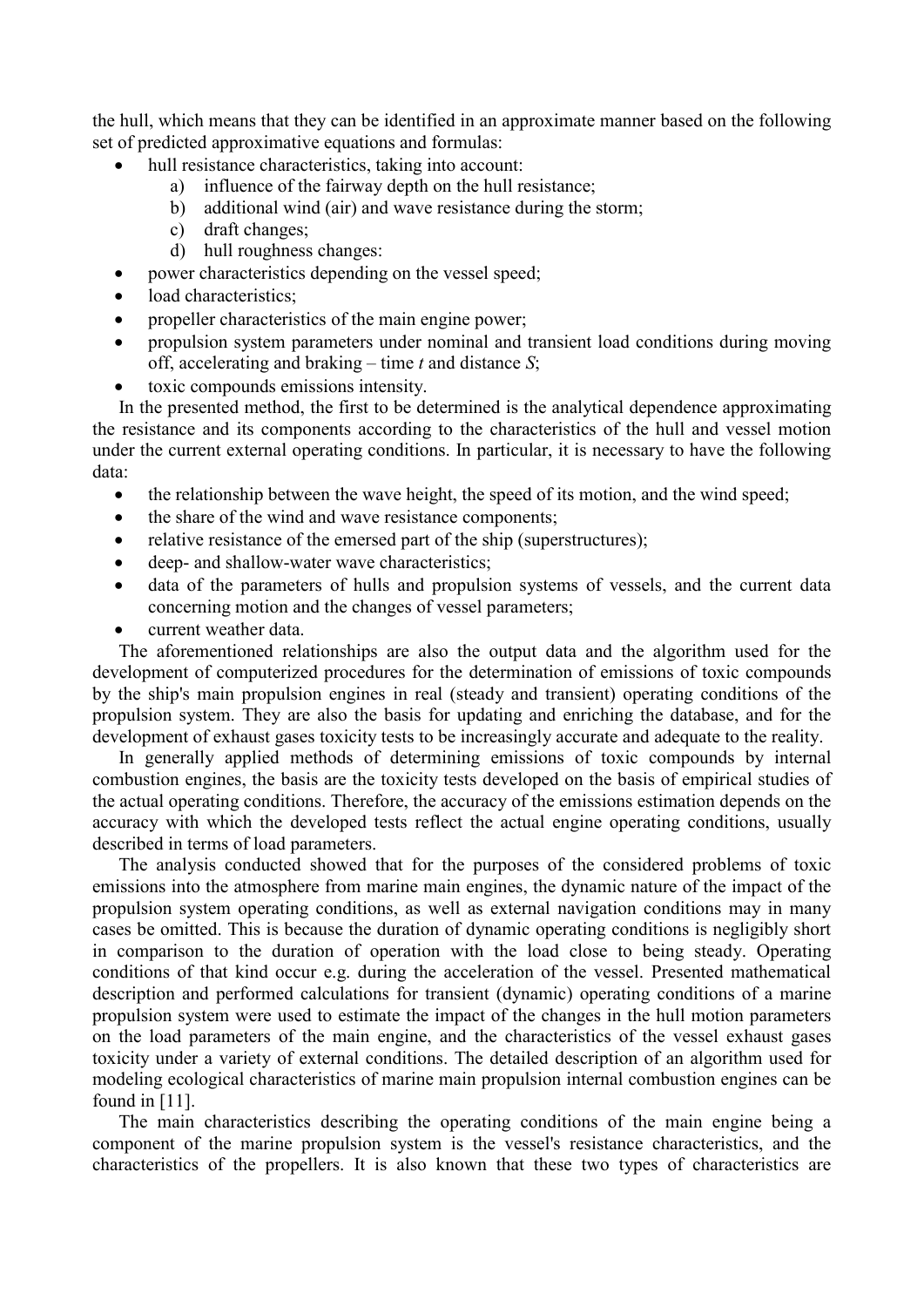the hull, which means that they can be identified in an approximate manner based on the following set of predicted approximative equations and formulas:

- hull resistance characteristics, taking into account:
  a) influence of the fairway depth on the hull resistance;
  b) additional wind (air) and wave resistance during the storm;
  c) draft changes;
  d) hull roughness changes:
- power characteristics depending on the vessel speed;
- load characteristics;
- propeller characteristics of the main engine power;
- propulsion system parameters under nominal and transient load conditions during moving off, accelerating and braking – time $t$ and distance $S$;
- toxic compounds emissions intensity.

In the presented method, the first to be determined is the analytical dependence approximating the resistance and its components according to the characteristics of the hull and vessel motion under the current external operating conditions. In particular, it is necessary to have the following data:

- the relationship between the wave height, the speed of its motion, and the wind speed;
- the share of the wind and wave resistance components;
- relative resistance of the emersed part of the ship (superstructures);
- deep- and shallow-water wave characteristics;
- data of the parameters of hulls and propulsion systems of vessels, and the current data concerning motion and the changes of vessel parameters;
- current weather data.

The aforementioned relationships are also the output data and the algorithm used for the development of computerized procedures for the determination of emissions of toxic compounds by the ship's main propulsion engines in real (steady and transient) operating conditions of the propulsion system. They are also the basis for updating and enriching the database, and for the development of exhaust gases toxicity tests to be increasingly accurate and adequate to the reality.

In generally applied methods of determining emissions of toxic compounds by internal combustion engines, the basis are the toxicity tests developed on the basis of empirical studies of the actual operating conditions. Therefore, the accuracy of the emissions estimation depends on the accuracy with which the developed tests reflect the actual engine operating conditions, usually described in terms of load parameters.

The analysis conducted showed that for the purposes of the considered problems of toxic emissions into the atmosphere from marine main engines, the dynamic nature of the impact of the propulsion system operating conditions, as well as external navigation conditions may in many cases be omitted. This is because the duration of dynamic operating conditions is negligibly short in comparison to the duration of operation with the load close to being steady. Operating conditions of that kind occur e.g. during the acceleration of the vessel. Presented mathematical description and performed calculations for transient (dynamic) operating conditions of a marine propulsion system were used to estimate the impact of the changes in the hull motion parameters on the load parameters of the main engine, and the characteristics of the vessel exhaust gases toxicity under a variety of external conditions. The detailed description of an algorithm used for modeling ecological characteristics of marine main propulsion internal combustion engines can be found in [11].

The main characteristics describing the operating conditions of the main engine being a component of the marine propulsion system is the vessel's resistance characteristics, and the characteristics of the propellers. It is also known that these two types of characteristics are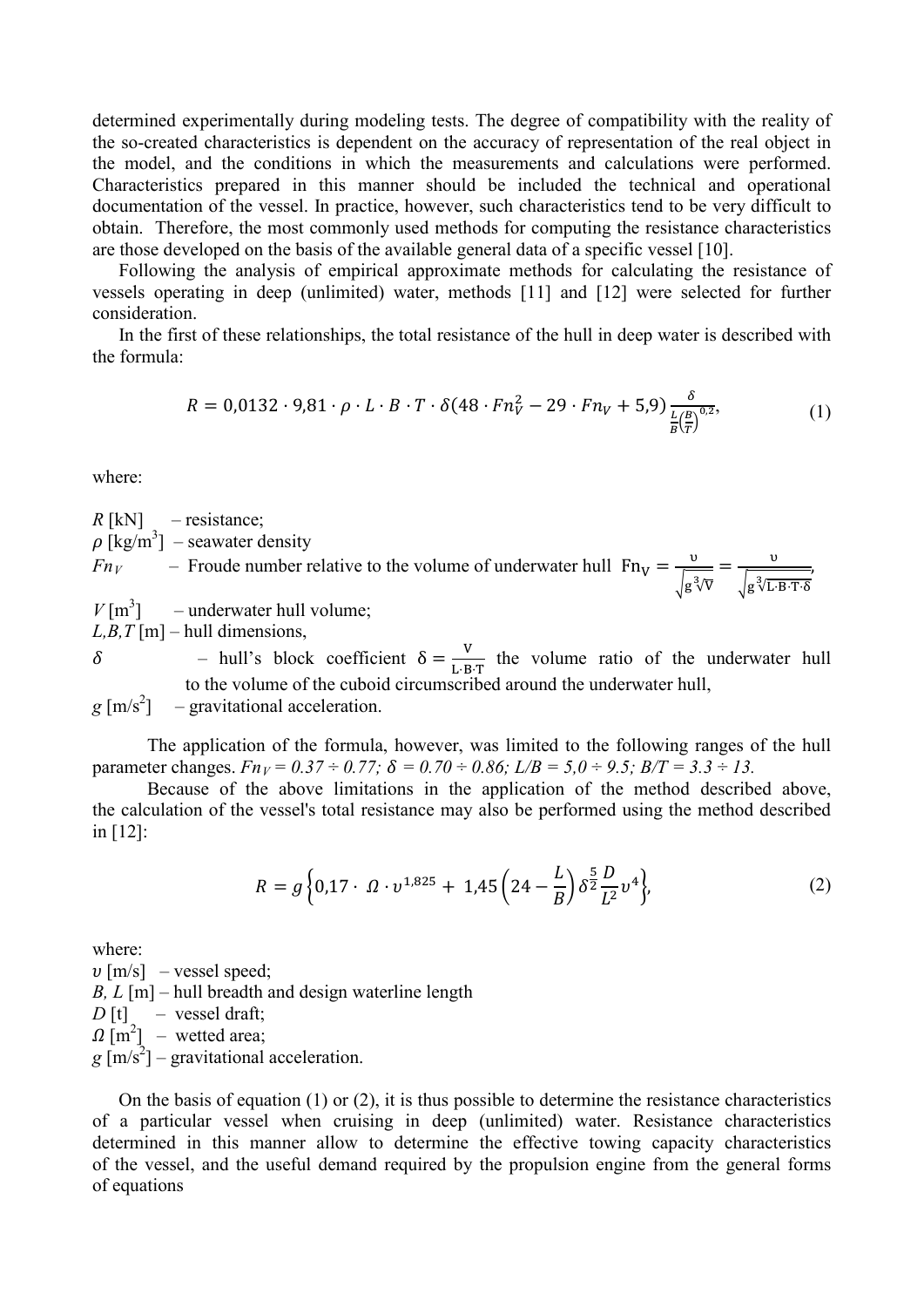determined experimentally during modeling tests. The degree of compatibility with the reality of the so-created characteristics is dependent on the accuracy of representation of the real object in the model, and the conditions in which the measurements and calculations were performed. Characteristics prepared in this manner should be included the technical and operational documentation of the vessel. In practice, however, such characteristics tend to be very difficult to obtain. Therefore, the most commonly used methods for computing the resistance characteristics are those developed on the basis of the available general data of a specific vessel [10].

Following the analysis of empirical approximate methods for calculating the resistance of vessels operating in deep (unlimited) water, methods [11] and [12] were selected for further consideration.

In the first of these relationships, the total resistance of the hull in deep water is described with the formula:

$$R = 0{,}0132 \cdot 9{,}81 \cdot \rho \cdot L \cdot B \cdot T \cdot \delta(48 \cdot Fn_V^2 - 29 \cdot Fn_V + 5{,}9)\frac{\delta}{\frac{L}{B}\left(\frac{B}{T}\right)^{0{,}2}}, \tag{1}$$

where:

$R$ [kN] – resistance;  
$\rho$ [kg/m$^3$] – seawater density  
$Fn_V$ – Froude number relative to the volume of underwater hull $\mathrm{Fn_V} = \frac{\upsilon}{\sqrt{g\sqrt[3]{V}}} = \frac{\upsilon}{\sqrt{g\sqrt[3]{L \cdot B \cdot T \cdot \delta}}}$,  
$V$ [m$^3$] – underwater hull volume;  
$L,B,T$ [m] – hull dimensions,  
$\delta$ – hull's block coefficient $\delta = \frac{V}{L \cdot B \cdot T}$ the volume ratio of the underwater hull to the volume of the cuboid circumscribed around the underwater hull,  
$g$ [m/s$^2$] – gravitational acceleration.

The application of the formula, however, was limited to the following ranges of the hull parameter changes. $Fn_V = 0.37 \div 0.77$; $\delta = 0.70 \div 0.86$; $L/B = 5{,}0 \div 9.5$; $B/T = 3.3 \div 13$.

Because of the above limitations in the application of the method described above, the calculation of the vessel's total resistance may also be performed using the method described in [12]:

$$R = g\left\{0{,}17 \cdot \Omega \cdot \upsilon^{1{,}825} + 1{,}45\left(24 - \frac{L}{B}\right)\delta^{\frac{5}{2}}\frac{D}{L^2}\upsilon^4\right\}, \tag{2}$$

where:  
$\upsilon$ [m/s] – vessel speed;  
$B$, $L$ [m] – hull breadth and design waterline length  
$D$ [t] – vessel draft;  
$\Omega$ [m$^2$] – wetted area;  
$g$ [m/s$^2$] – gravitational acceleration.

On the basis of equation (1) or (2), it is thus possible to determine the resistance characteristics of a particular vessel when cruising in deep (unlimited) water. Resistance characteristics determined in this manner allow to determine the effective towing capacity characteristics of the vessel, and the useful demand required by the propulsion engine from the general forms of equations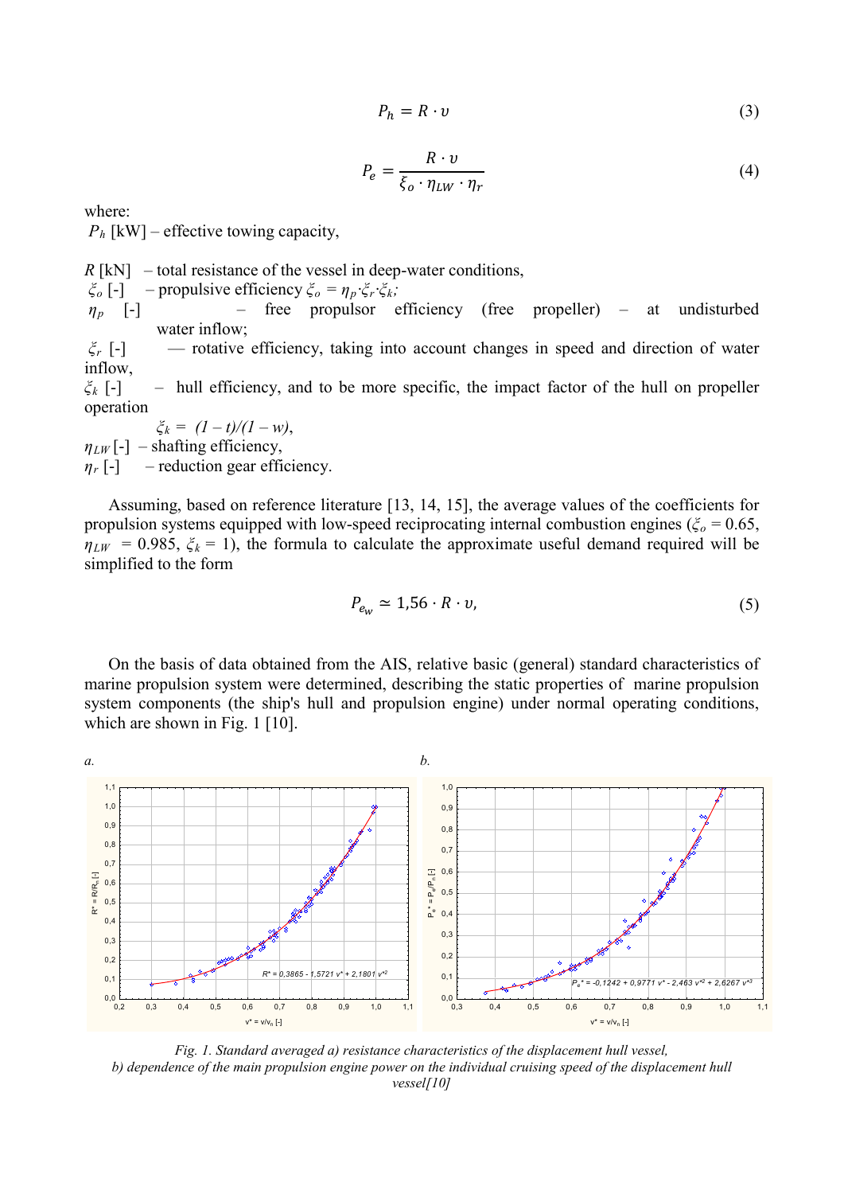$$P_h = R \cdot \upsilon \tag{3}$$

$$P_e = \frac{R \cdot \upsilon}{\xi_o \cdot \eta_{LW} \cdot \eta_r} \tag{4}$$

where:

$P_h$ [kW] – effective towing capacity,

$R$ [kN] – total resistance of the vessel in deep-water conditions,

$\xi_o$ [-] – propulsive efficiency $\xi_o = \eta_p \cdot \xi_r \cdot \xi_k$;

$\eta_p$ [-] – free propulsor efficiency (free propeller) – at undisturbed water inflow;

$\xi_r$ [-] — rotative efficiency, taking into account changes in speed and direction of water inflow,

$\xi_k$ [-] – hull efficiency, and to be more specific, the impact factor of the hull on propeller operation

$\xi_k = (1 - t)/(1 - w)$,

$\eta_{LW}$ [-] – shafting efficiency,

$\eta_r$ [-] – reduction gear efficiency.

Assuming, based on reference literature [13, 14, 15], the average values of the coefficients for propulsion systems equipped with low-speed reciprocating internal combustion engines ($\xi_o = 0.65$, $\eta_{LW} = 0.985$, $\xi_k = 1$), the formula to calculate the approximate useful demand required will be simplified to the form

$$P_{e_w} \simeq 1{,}56 \cdot R \cdot \upsilon, \tag{5}$$

On the basis of data obtained from the AIS, relative basic (general) standard characteristics of marine propulsion system were determined, describing the static properties of marine propulsion system components (the ship's hull and propulsion engine) under normal operating conditions, which are shown in Fig. 1 [10].

*a.* $R^* = 0{,}3865 - 1{,}5721\, v^* + 2{,}1801\, v^{*2}$

*b.* $P_e^* = -0{,}1242 + 0{,}9771\, v^* - 2{,}463\, v^{*2} + 2{,}6267\, v^{*3}$

*Fig. 1. Standard averaged a) resistance characteristics of the displacement hull vessel, b) dependence of the main propulsion engine power on the individual cruising speed of the displacement hull vessel[10]*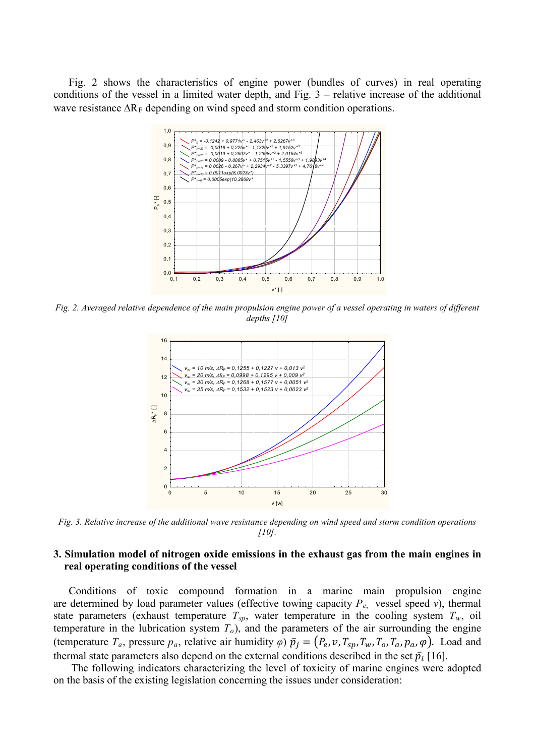Fig. 2 shows the characteristics of engine power (bundles of curves) in real operating conditions of the vessel in a limited water depth, and Fig. 3 – relative increase of the additional wave resistance $\Delta R_F$ depending on wind speed and storm condition operations.

*Fig. 2. Averaged relative dependence of the main propulsion engine power of a vessel operating in waters of different depths [10]*

*Fig. 3. Relative increase of the additional wave resistance depending on wind speed and storm condition operations [10].*

## 3. Simulation model of nitrogen oxide emissions in the exhaust gas from the main engines in real operating conditions of the vessel

Conditions of toxic compound formation in a marine main propulsion engine are determined by load parameter values (effective towing capacity $P_e$, vessel speed $v$), thermal state parameters (exhaust temperature $T_{sp}$, water temperature in the cooling system $T_w$, oil temperature in the lubrication system $T_o$), and the parameters of the air surrounding the engine (temperature $T_a$, pressure $p_a$, relative air humidity $\varphi$) $\bar{p}_j = (P_e, v, T_{sp}, T_w, T_o, T_a, p_a, \varphi)$. Load and thermal state parameters also depend on the external conditions described in the set $\bar{p}_i$ [16].

The following indicators characterizing the level of toxicity of marine engines were adopted on the basis of the existing legislation concerning the issues under consideration: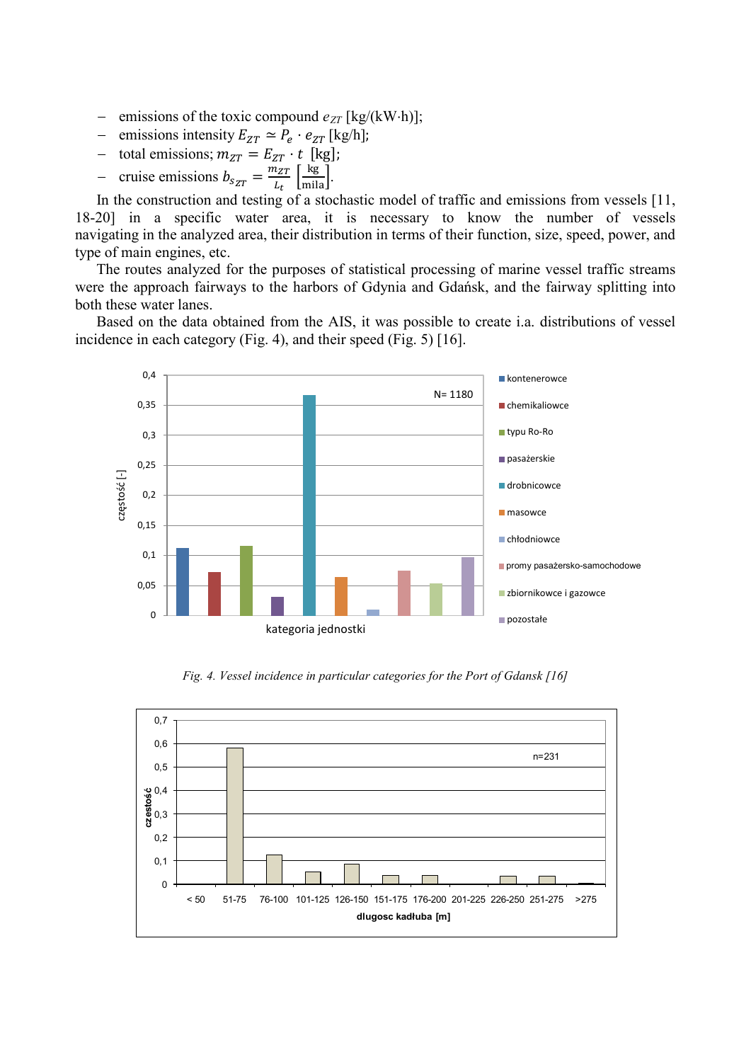- emissions of the toxic compound $e_{ZT}$ [kg/(kW·h)];
- emissions intensity $E_{ZT} \simeq P_e \cdot e_{ZT}$ [kg/h];
- total emissions; $m_{ZT} = E_{ZT} \cdot t$ [kg];
- cruise emissions $b_{s_{ZT}} = \frac{m_{ZT}}{L_t} \left[\frac{\text{kg}}{\text{mila}}\right]$.

In the construction and testing of a stochastic model of traffic and emissions from vessels [11, 18-20] in a specific water area, it is necessary to know the number of vessels navigating in the analyzed area, their distribution in terms of their function, size, speed, power, and type of main engines, etc.

The routes analyzed for the purposes of statistical processing of marine vessel traffic streams were the approach fairways to the harbors of Gdynia and Gdańsk, and the fairway splitting into both these water lanes.

Based on the data obtained from the AIS, it was possible to create i.a. distributions of vessel incidence in each category (Fig. 4), and their speed (Fig. 5) [16].

*Fig. 4. Vessel incidence in particular categories for the Port of Gdansk [16]*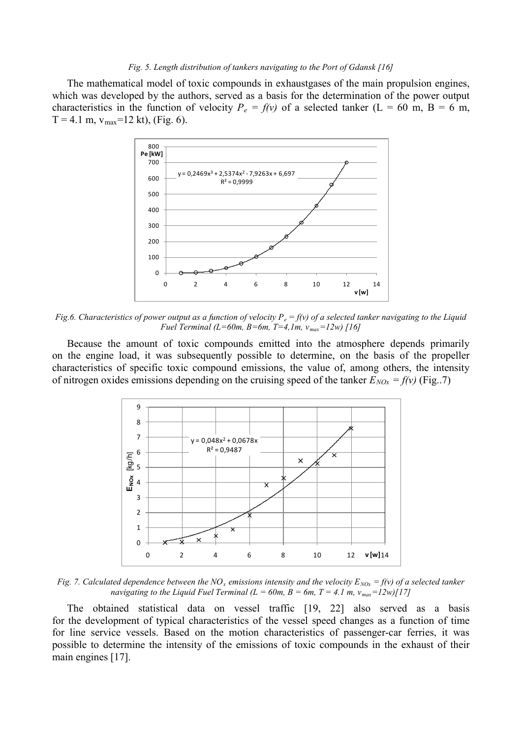*Fig. 5. Length distribution of tankers navigating to the Port of Gdansk [16]*

The mathematical model of toxic compounds in exhaustgases of the main propulsion engines, which was developed by the authors, served as a basis for the determination of the power output characteristics in the function of velocity $P_e = f(v)$ of a selected tanker (L = 60 m, B = 6 m, T = 4.1 m, $v_{max}$=12 kt), (Fig. 6).

*Fig.6. Characteristics of power output as a function of velocity $P_e = f(v)$ of a selected tanker navigating to the Liquid Fuel Terminal (L=60m, B=6m, T=4,1m, $v_{max}$=12w) [16]*

Because the amount of toxic compounds emitted into the atmosphere depends primarily on the engine load, it was subsequently possible to determine, on the basis of the propeller characteristics of specific toxic compound emissions, the value of, among others, the intensity of nitrogen oxides emissions depending on the cruising speed of the tanker $E_{NOx} = f(v)$ (Fig..7)

*Fig. 7. Calculated dependence between the $NO_x$ emissions intensity and the velocity $E_{NOx} = f(v)$ of a selected tanker navigating to the Liquid Fuel Terminal (L = 60m, B = 6m, T = 4.1 m, $v_{max}$=12w)[17]*

The obtained statistical data on vessel traffic [19, 22] also served as a basis for the development of typical characteristics of the vessel speed changes as a function of time for line service vessels. Based on the motion characteristics of passenger-car ferries, it was possible to determine the intensity of the emissions of toxic compounds in the exhaust of their main engines [17].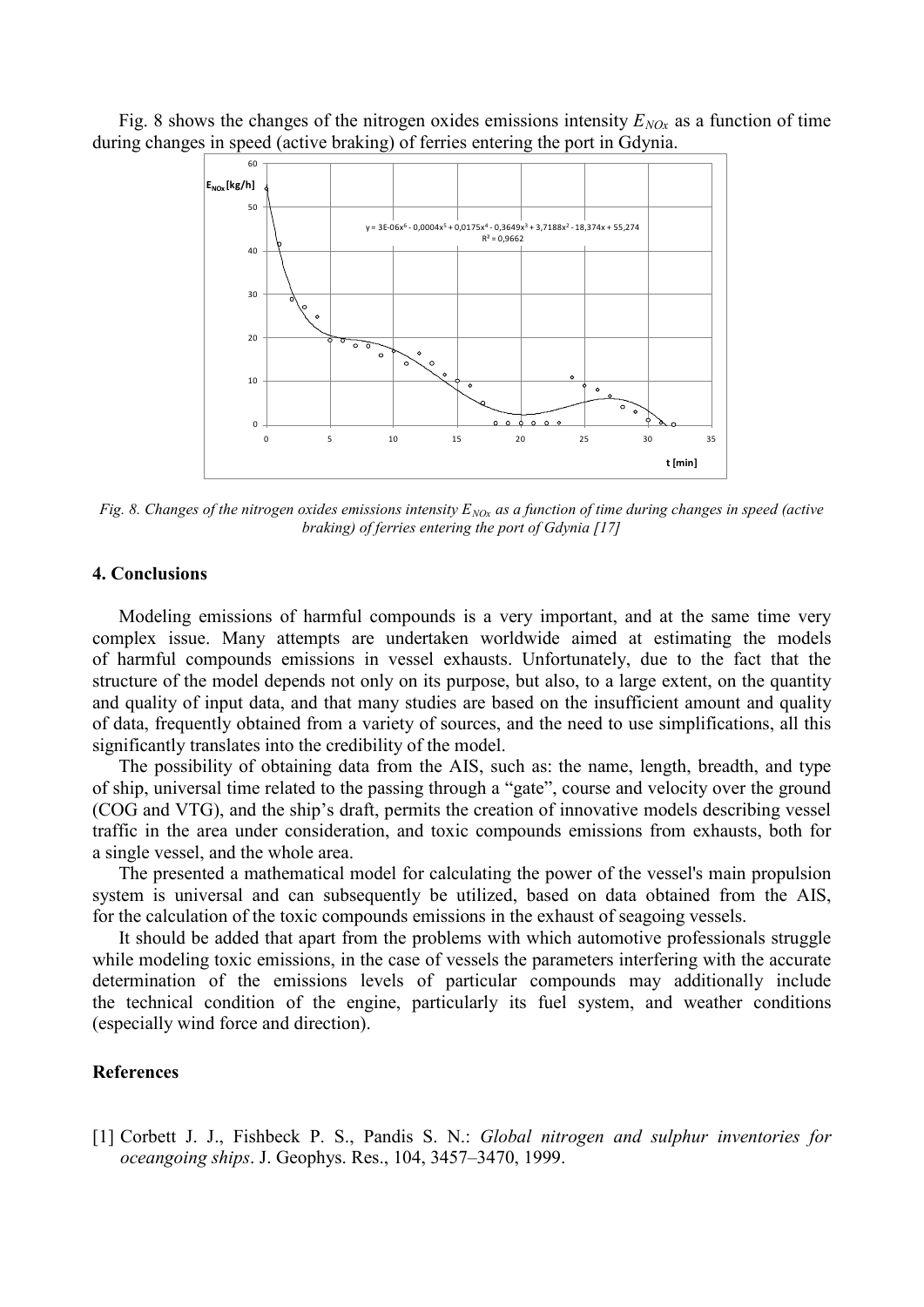Fig. 8 shows the changes of the nitrogen oxides emissions intensity $E_{NOx}$ as a function of time during changes in speed (active braking) of ferries entering the port in Gdynia.

*Fig. 8. Changes of the nitrogen oxides emissions intensity $E_{NOx}$ as a function of time during changes in speed (active braking) of ferries entering the port of Gdynia [17]*

## 4. Conclusions

Modeling emissions of harmful compounds is a very important, and at the same time very complex issue. Many attempts are undertaken worldwide aimed at estimating the models of harmful compounds emissions in vessel exhausts. Unfortunately, due to the fact that the structure of the model depends not only on its purpose, but also, to a large extent, on the quantity and quality of input data, and that many studies are based on the insufficient amount and quality of data, frequently obtained from a variety of sources, and the need to use simplifications, all this significantly translates into the credibility of the model.

The possibility of obtaining data from the AIS, such as: the name, length, breadth, and type of ship, universal time related to the passing through a "gate", course and velocity over the ground (COG and VTG), and the ship's draft, permits the creation of innovative models describing vessel traffic in the area under consideration, and toxic compounds emissions from exhausts, both for a single vessel, and the whole area.

The presented a mathematical model for calculating the power of the vessel's main propulsion system is universal and can subsequently be utilized, based on data obtained from the AIS, for the calculation of the toxic compounds emissions in the exhaust of seagoing vessels.

It should be added that apart from the problems with which automotive professionals struggle while modeling toxic emissions, in the case of vessels the parameters interfering with the accurate determination of the emissions levels of particular compounds may additionally include the technical condition of the engine, particularly its fuel system, and weather conditions (especially wind force and direction).

## References

[1] Corbett J. J., Fishbeck P. S., Pandis S. N.: *Global nitrogen and sulphur inventories for oceangoing ships*. J. Geophys. Res., 104, 3457–3470, 1999.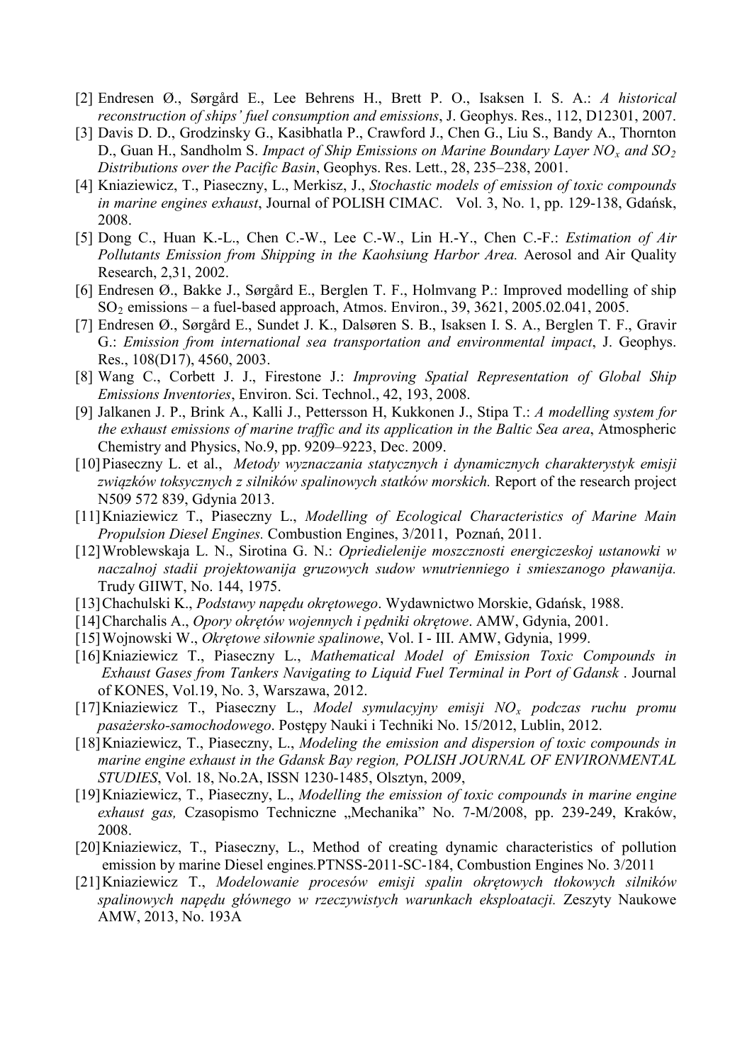[2] Endresen Ø., Sørgård E., Lee Behrens H., Brett P. O., Isaksen I. S. A.: *A historical reconstruction of ships' fuel consumption and emissions*, J. Geophys. Res., 112, D12301, 2007.

[3] Davis D. D., Grodzinsky G., Kasibhatla P., Crawford J., Chen G., Liu S., Bandy A., Thornton D., Guan H., Sandholm S. *Impact of Ship Emissions on Marine Boundary Layer $NO_x$ and $SO_2$ Distributions over the Pacific Basin*, Geophys. Res. Lett., 28, 235–238, 2001.

[4] Kniaziewicz, T., Piaseczny, L., Merkisz, J., *Stochastic models of emission of toxic compounds in marine engines exhaust*, Journal of POLISH CIMAC. Vol. 3, No. 1, pp. 129-138, Gdańsk, 2008.

[5] Dong C., Huan K.-L., Chen C.-W., Lee C.-W., Lin H.-Y., Chen C.-F.: *Estimation of Air Pollutants Emission from Shipping in the Kaohsiung Harbor Area.* Aerosol and Air Quality Research, 2,31, 2002.

[6] Endresen Ø., Bakke J., Sørgård E., Berglen T. F., Holmvang P.: Improved modelling of ship $SO_2$ emissions – a fuel-based approach, Atmos. Environ., 39, 3621, 2005.02.041, 2005.

[7] Endresen Ø., Sørgård E., Sundet J. K., Dalsøren S. B., Isaksen I. S. A., Berglen T. F., Gravir G.: *Emission from international sea transportation and environmental impact*, J. Geophys. Res., 108(D17), 4560, 2003.

[8] Wang C., Corbett J. J., Firestone J.: *Improving Spatial Representation of Global Ship Emissions Inventories*, Environ. Sci. Technol., 42, 193, 2008.

[9] Jalkanen J. P., Brink A., Kalli J., Pettersson H, Kukkonen J., Stipa T.: *A modelling system for the exhaust emissions of marine traffic and its application in the Baltic Sea area*, Atmospheric Chemistry and Physics, No.9, pp. 9209–9223, Dec. 2009.

[10] Piaseczny L. et al., *Metody wyznaczania statycznych i dynamicznych charakterystyk emisji związków toksycznych z silników spalinowych statków morskich.* Report of the research project N509 572 839, Gdynia 2013.

[11] Kniaziewicz T., Piaseczny L., *Modelling of Ecological Characteristics of Marine Main Propulsion Diesel Engines.* Combustion Engines, 3/2011, Poznań, 2011.

[12] Wroblewskaja L. N., Sirotina G. N.: *Opriedielenije moszcznosti energiczeskoj ustanowki w naczalnoj stadii projektowanija gruzowych sudow wnutrienniego i smieszanogo pławanija.* Trudy GIIWT, No. 144, 1975.

[13] Chachulski K., *Podstawy napędu okrętowego*. Wydawnictwo Morskie, Gdańsk, 1988.

[14] Charchalis A., *Opory okrętów wojennych i pędniki okrętowe*. AMW, Gdynia, 2001.

[15] Wojnowski W., *Okrętowe siłownie spalinowe*, Vol. I - III. AMW, Gdynia, 1999.

[16] Kniaziewicz T., Piaseczny L., *Mathematical Model of Emission Toxic Compounds in Exhaust Gases from Tankers Navigating to Liquid Fuel Terminal in Port of Gdansk* . Journal of KONES, Vol.19, No. 3, Warszawa, 2012.

[17] Kniaziewicz T., Piaseczny L., *Model symulacyjny emisji $NO_x$ podczas ruchu promu pasażersko-samochodowego*. Postępy Nauki i Techniki No. 15/2012, Lublin, 2012.

[18] Kniaziewicz, T., Piaseczny, L., *Modeling the emission and dispersion of toxic compounds in marine engine exhaust in the Gdansk Bay region, POLISH JOURNAL OF ENVIRONMENTAL STUDIES*, Vol. 18, No.2A, ISSN 1230-1485, Olsztyn, 2009,

[19] Kniaziewicz, T., Piaseczny, L., *Modelling the emission of toxic compounds in marine engine exhaust gas,* Czasopismo Techniczne „Mechanika" No. 7-M/2008, pp. 239-249, Kraków, 2008.

[20] Kniaziewicz, T., Piaseczny, L., Method of creating dynamic characteristics of pollution emission by marine Diesel engines*.*PTNSS-2011-SC-184, Combustion Engines No. 3/2011

[21] Kniaziewicz T., *Modelowanie procesów emisji spalin okrętowych tłokowych silników spalinowych napędu głównego w rzeczywistych warunkach eksploatacji.* Zeszyty Naukowe AMW, 2013, No. 193A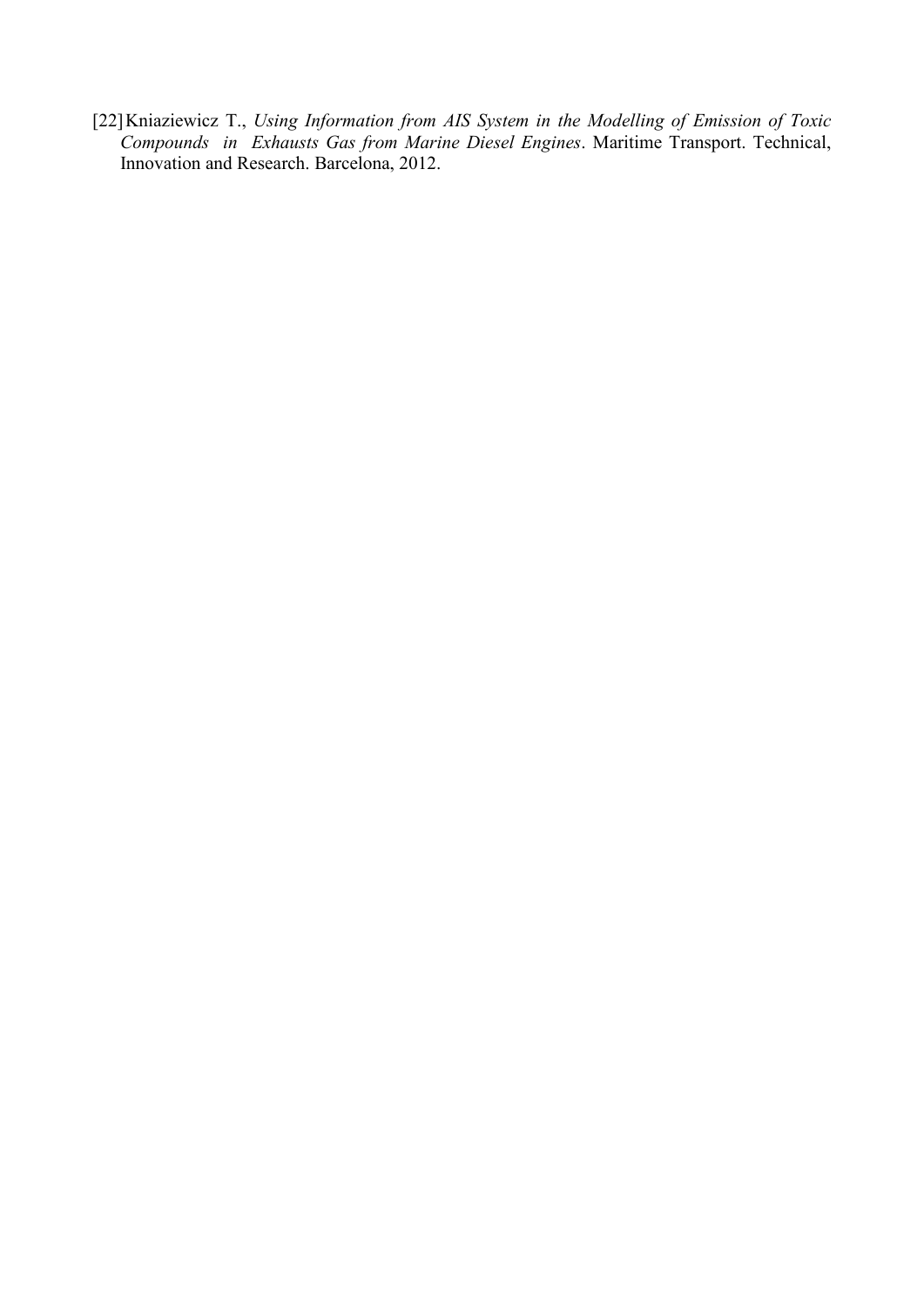[22] Kniaziewicz T., *Using Information from AIS System in the Modelling of Emission of Toxic Compounds in Exhausts Gas from Marine Diesel Engines*. Maritime Transport. Technical, Innovation and Research. Barcelona, 2012.